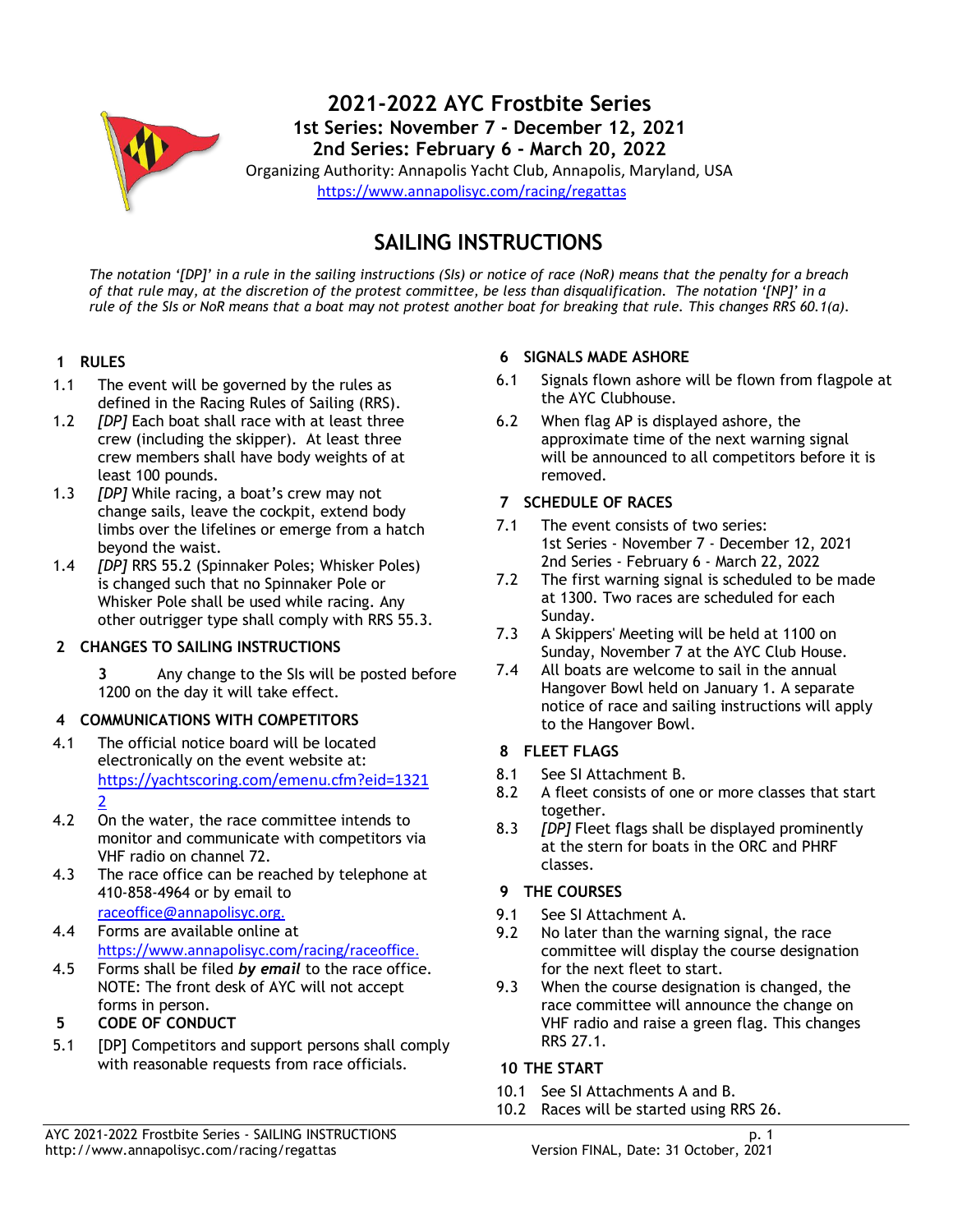# 2021-2022 AYC Frostbite Series

**1st Series: November 7 - December 12, 2021**
**2nd Series: February 6 - March 20, 2022**

Organizing Authority: Annapolis Yacht Club, Annapolis, Maryland, USA
https://www.annapolisyc.com/racing/regattas

## SAILING INSTRUCTIONS

*The notation '[DP]' in a rule in the sailing instructions (SIs) or notice of race (NoR) means that the penalty for a breach of that rule may, at the discretion of the protest committee, be less than disqualification. The notation '[NP]' in a rule of the SIs or NoR means that a boat may not protest another boat for breaking that rule. This changes RRS 60.1(a).*

### 1 RULES

1.1 The event will be governed by the rules as defined in the Racing Rules of Sailing (RRS).

1.2 *[DP]* Each boat shall race with at least three crew (including the skipper). At least three crew members shall have body weights of at least 100 pounds.

1.3 *[DP]* While racing, a boat's crew may not change sails, leave the cockpit, extend body limbs over the lifelines or emerge from a hatch beyond the waist.

1.4 *[DP]* RRS 55.2 (Spinnaker Poles; Whisker Poles) is changed such that no Spinnaker Pole or Whisker Pole shall be used while racing. Any other outrigger type shall comply with RRS 55.3.

### 2 CHANGES TO SAILING INSTRUCTIONS

**3** Any change to the SIs will be posted before 1200 on the day it will take effect.

### 4 COMMUNICATIONS WITH COMPETITORS

4.1 The official notice board will be located electronically on the event website at: https://yachtscoring.com/emenu.cfm?eid=13212

4.2 On the water, the race committee intends to monitor and communicate with competitors via VHF radio on channel 72.

4.3 The race office can be reached by telephone at 410-858-4964 or by email to raceoffice@annapolisyc.org.

4.4 Forms are available online at https://www.annapolisyc.com/racing/raceoffice.

4.5 Forms shall be filed ***by email*** to the race office. NOTE: The front desk of AYC will not accept forms in person.

### 5 CODE OF CONDUCT

5.1 [DP] Competitors and support persons shall comply with reasonable requests from race officials.

### 6 SIGNALS MADE ASHORE

6.1 Signals flown ashore will be flown from flagpole at the AYC Clubhouse.

6.2 When flag AP is displayed ashore, the approximate time of the next warning signal will be announced to all competitors before it is removed.

### 7 SCHEDULE OF RACES

7.1 The event consists of two series:
1st Series - November 7 - December 12, 2021
2nd Series - February 6 - March 22, 2022

7.2 The first warning signal is scheduled to be made at 1300. Two races are scheduled for each Sunday.

7.3 A Skippers' Meeting will be held at 1100 on Sunday, November 7 at the AYC Club House.

7.4 All boats are welcome to sail in the annual Hangover Bowl held on January 1. A separate notice of race and sailing instructions will apply to the Hangover Bowl.

### 8 FLEET FLAGS

8.1 See SI Attachment B.

8.2 A fleet consists of one or more classes that start together.

8.3 *[DP]* Fleet flags shall be displayed prominently at the stern for boats in the ORC and PHRF classes.

### 9 THE COURSES

9.1 See SI Attachment A.

9.2 No later than the warning signal, the race committee will display the course designation for the next fleet to start.

9.3 When the course designation is changed, the race committee will announce the change on VHF radio and raise a green flag. This changes RRS 27.1.

### 10 THE START

10.1 See SI Attachments A and B.

10.2 Races will be started using RRS 26.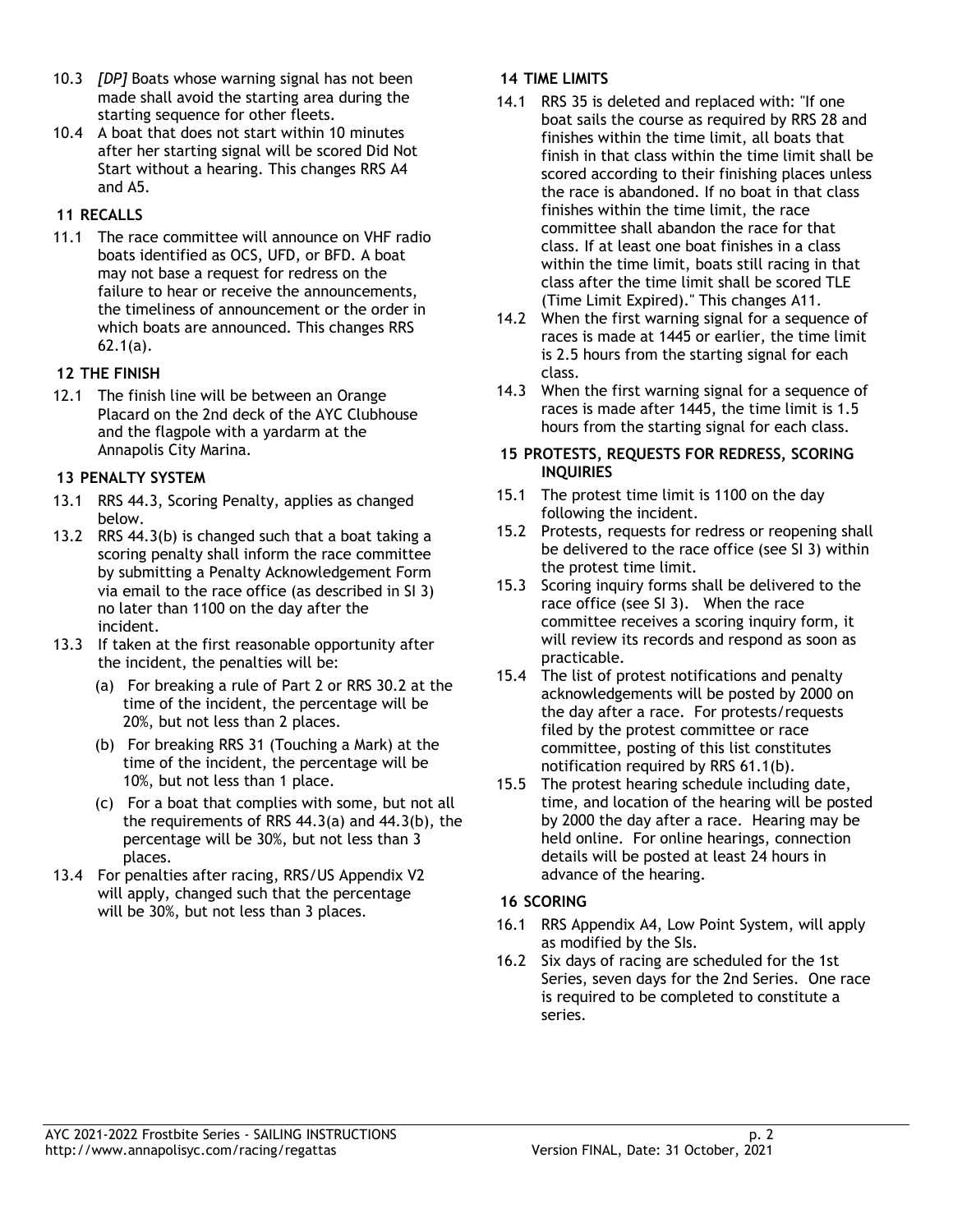10.3 *[DP]* Boats whose warning signal has not been made shall avoid the starting area during the starting sequence for other fleets.

10.4 A boat that does not start within 10 minutes after her starting signal will be scored Did Not Start without a hearing. This changes RRS A4 and A5.

## 11 RECALLS

11.1 The race committee will announce on VHF radio boats identified as OCS, UFD, or BFD. A boat may not base a request for redress on the failure to hear or receive the announcements, the timeliness of announcement or the order in which boats are announced. This changes RRS 62.1(a).

## 12 THE FINISH

12.1 The finish line will be between an Orange Placard on the 2nd deck of the AYC Clubhouse and the flagpole with a yardarm at the Annapolis City Marina.

## 13 PENALTY SYSTEM

13.1 RRS 44.3, Scoring Penalty, applies as changed below.

13.2 RRS 44.3(b) is changed such that a boat taking a scoring penalty shall inform the race committee by submitting a Penalty Acknowledgement Form via email to the race office (as described in SI 3) no later than 1100 on the day after the incident.

13.3 If taken at the first reasonable opportunity after the incident, the penalties will be:

- (a) For breaking a rule of Part 2 or RRS 30.2 at the time of the incident, the percentage will be 20%, but not less than 2 places.
- (b) For breaking RRS 31 (Touching a Mark) at the time of the incident, the percentage will be 10%, but not less than 1 place.
- (c) For a boat that complies with some, but not all the requirements of RRS 44.3(a) and 44.3(b), the percentage will be 30%, but not less than 3 places.

13.4 For penalties after racing, RRS/US Appendix V2 will apply, changed such that the percentage will be 30%, but not less than 3 places.

## 14 TIME LIMITS

14.1 RRS 35 is deleted and replaced with: "If one boat sails the course as required by RRS 28 and finishes within the time limit, all boats that finish in that class within the time limit shall be scored according to their finishing places unless the race is abandoned. If no boat in that class finishes within the time limit, the race committee shall abandon the race for that class. If at least one boat finishes in a class within the time limit, boats still racing in that class after the time limit shall be scored TLE (Time Limit Expired)." This changes A11.

14.2 When the first warning signal for a sequence of races is made at 1445 or earlier, the time limit is 2.5 hours from the starting signal for each class.

14.3 When the first warning signal for a sequence of races is made after 1445, the time limit is 1.5 hours from the starting signal for each class.

## 15 PROTESTS, REQUESTS FOR REDRESS, SCORING INQUIRIES

15.1 The protest time limit is 1100 on the day following the incident.

15.2 Protests, requests for redress or reopening shall be delivered to the race office (see SI 3) within the protest time limit.

15.3 Scoring inquiry forms shall be delivered to the race office (see SI 3). When the race committee receives a scoring inquiry form, it will review its records and respond as soon as practicable.

15.4 The list of protest notifications and penalty acknowledgements will be posted by 2000 on the day after a race. For protests/requests filed by the protest committee or race committee, posting of this list constitutes notification required by RRS 61.1(b).

15.5 The protest hearing schedule including date, time, and location of the hearing will be posted by 2000 the day after a race. Hearing may be held online. For online hearings, connection details will be posted at least 24 hours in advance of the hearing.

## 16 SCORING

16.1 RRS Appendix A4, Low Point System, will apply as modified by the SIs.

16.2 Six days of racing are scheduled for the 1st Series, seven days for the 2nd Series. One race is required to be completed to constitute a series.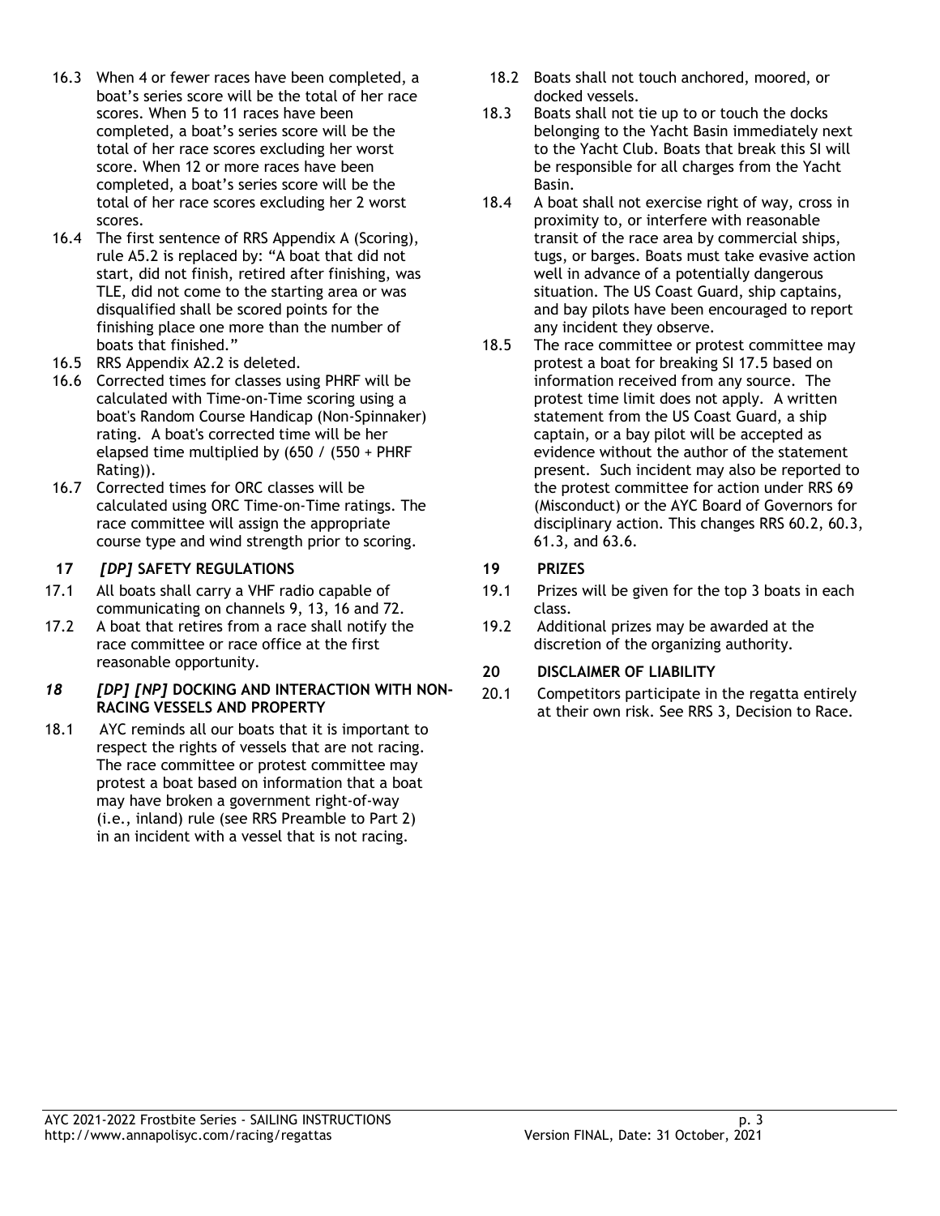16.3 When 4 or fewer races have been completed, a boat's series score will be the total of her race scores. When 5 to 11 races have been completed, a boat's series score will be the total of her race scores excluding her worst score. When 12 or more races have been completed, a boat's series score will be the total of her race scores excluding her 2 worst scores.

16.4 The first sentence of RRS Appendix A (Scoring), rule A5.2 is replaced by: "A boat that did not start, did not finish, retired after finishing, was TLE, did not come to the starting area or was disqualified shall be scored points for the finishing place one more than the number of boats that finished."

16.5 RRS Appendix A2.2 is deleted.

16.6 Corrected times for classes using PHRF will be calculated with Time-on-Time scoring using a boat's Random Course Handicap (Non-Spinnaker) rating. A boat's corrected time will be her elapsed time multiplied by (650 / (550 + PHRF Rating)).

16.7 Corrected times for ORC classes will be calculated using ORC Time-on-Time ratings. The race committee will assign the appropriate course type and wind strength prior to scoring.

## 17 *[DP]* SAFETY REGULATIONS

17.1 All boats shall carry a VHF radio capable of communicating on channels 9, 13, 16 and 72.

17.2 A boat that retires from a race shall notify the race committee or race office at the first reasonable opportunity.

## *18* *[DP] [NP]* DOCKING AND INTERACTION WITH NON-RACING VESSELS AND PROPERTY

18.1 AYC reminds all our boats that it is important to respect the rights of vessels that are not racing. The race committee or protest committee may protest a boat based on information that a boat may have broken a government right-of-way (i.e., inland) rule (see RRS Preamble to Part 2) in an incident with a vessel that is not racing.

18.2 Boats shall not touch anchored, moored, or docked vessels.

18.3 Boats shall not tie up to or touch the docks belonging to the Yacht Basin immediately next to the Yacht Club. Boats that break this SI will be responsible for all charges from the Yacht Basin.

18.4 A boat shall not exercise right of way, cross in proximity to, or interfere with reasonable transit of the race area by commercial ships, tugs, or barges. Boats must take evasive action well in advance of a potentially dangerous situation. The US Coast Guard, ship captains, and bay pilots have been encouraged to report any incident they observe.

18.5 The race committee or protest committee may protest a boat for breaking SI 17.5 based on information received from any source. The protest time limit does not apply. A written statement from the US Coast Guard, a ship captain, or a bay pilot will be accepted as evidence without the author of the statement present. Such incident may also be reported to the protest committee for action under RRS 69 (Misconduct) or the AYC Board of Governors for disciplinary action. This changes RRS 60.2, 60.3, 61.3, and 63.6.

## 19 PRIZES

19.1 Prizes will be given for the top 3 boats in each class.

19.2 Additional prizes may be awarded at the discretion of the organizing authority.

## 20 DISCLAIMER OF LIABILITY

20.1 Competitors participate in the regatta entirely at their own risk. See RRS 3, Decision to Race.